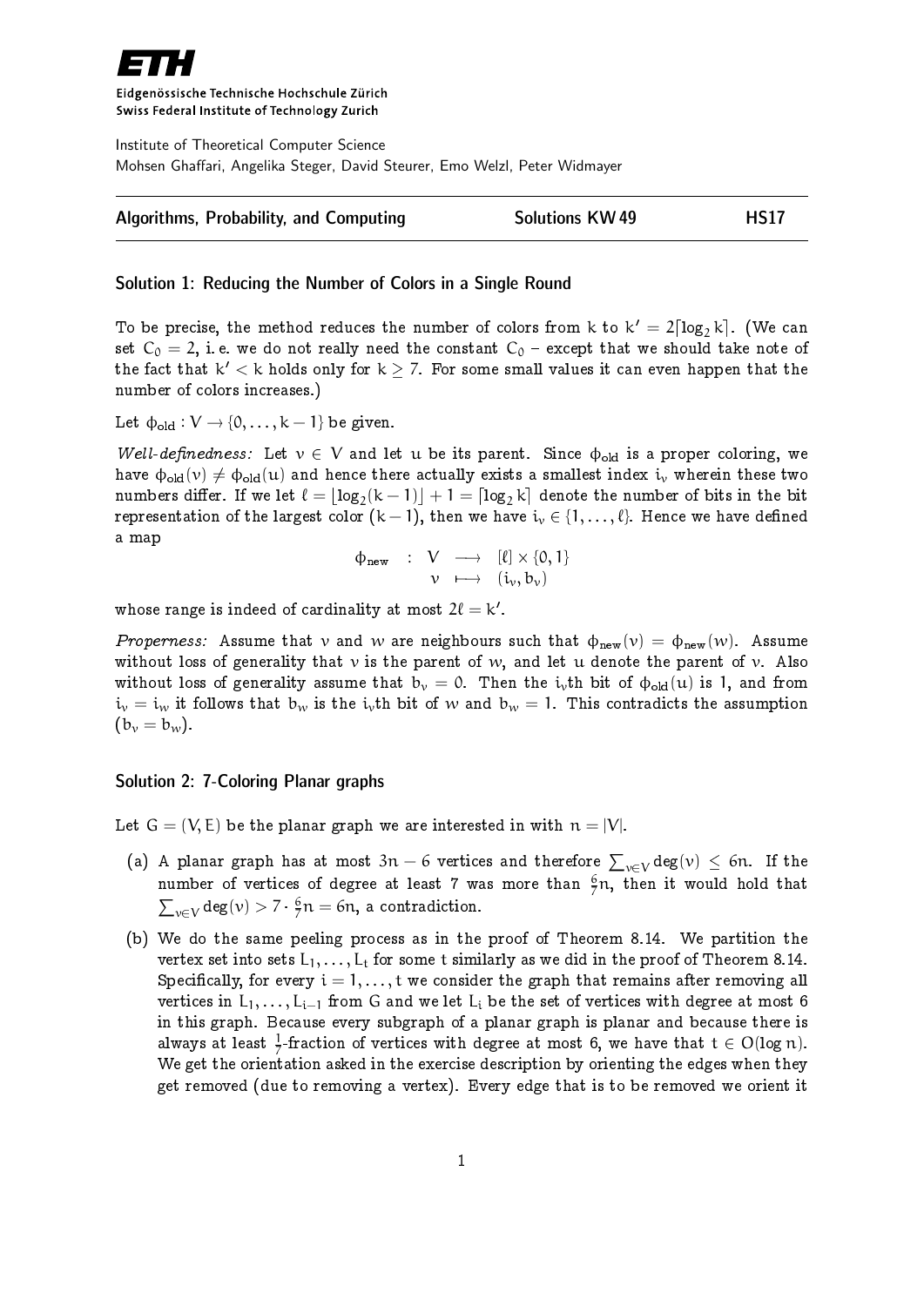Eidgenössische Technische Hochschule Zürich
Swiss Federal Institute of Technology Zurich

Institute of Theoretical Computer Science
Mohsen Ghaffari, Angelika Steger, David Steurer, Emo Welzl, Peter Widmayer

| Algorithms, Probability, and Computing | Solutions KW 49 | HS17 |
|---|---|---|

### Solution 1: Reducing the Number of Colors in a Single Round

To be precise, the method reduces the number of colors from $k$ to $k' = 2\lceil \log_2 k \rceil$. (We can set $C_0 = 2$, i. e. we do not really need the constant $C_0$ – except that we should take note of the fact that $k' < k$ holds only for $k \geq 7$. For some small values it can even happen that the number of colors increases.)

Let $\phi_{\text{old}} : V \to \{0, \ldots, k-1\}$ be given.

*Well-definedness:* Let $v \in V$ and let $u$ be its parent. Since $\phi_{\text{old}}$ is a proper coloring, we have $\phi_{\text{old}}(v) \neq \phi_{\text{old}}(u)$ and hence there actually exists a smallest index $i_v$ wherein these two numbers differ. If we let $\ell = \lfloor \log_2(k-1) \rfloor + 1 = \lceil \log_2 k \rceil$ denote the number of bits in the bit representation of the largest color $(k-1)$, then we have $i_v \in \{1, \ldots, \ell\}$. Hence we have defined a map

$$\begin{array}{rccc} \phi_{\text{new}} & : & V & \longrightarrow & [\ell] \times \{0, 1\} \\ & & v & \longmapsto & (i_v, b_v) \end{array}$$

whose range is indeed of cardinality at most $2\ell = k'$.

*Properness:* Assume that $v$ and $w$ are neighbours such that $\phi_{\text{new}}(v) = \phi_{\text{new}}(w)$. Assume without loss of generality that $v$ is the parent of $w$, and let $u$ denote the parent of $v$. Also without loss of generality assume that $b_v = 0$. Then the $i_v$th bit of $\phi_{\text{old}}(u)$ is 1, and from $i_v = i_w$ it follows that $b_w$ is the $i_v$th bit of $w$ and $b_w = 1$. This contradicts the assumption $(b_v = b_w)$.

### Solution 2: 7-Coloring Planar graphs

Let $G = (V, E)$ be the planar graph we are interested in with $n = |V|$.

(a) A planar graph has at most $3n - 6$ vertices and therefore $\sum_{v \in V} \deg(v) \leq 6n$. If the number of vertices of degree at least 7 was more than $\frac{6}{7}n$, then it would hold that $\sum_{v \in V} \deg(v) > 7 \cdot \frac{6}{7}n = 6n$, a contradiction.

(b) We do the same peeling process as in the proof of Theorem 8.14. We partition the vertex set into sets $L_1, \ldots, L_t$ for some $t$ similarly as we did in the proof of Theorem 8.14. Specifically, for every $i = 1, \ldots, t$ we consider the graph that remains after removing all vertices in $L_1, \ldots, L_{i-1}$ from $G$ and we let $L_i$ be the set of vertices with degree at most 6 in this graph. Because every subgraph of a planar graph is planar and because there is always at least $\frac{1}{7}$-fraction of vertices with degree at most 6, we have that $t \in O(\log n)$. We get the orientation asked in the exercise description by orienting the edges when they get removed (due to removing a vertex). Every edge that is to be removed we orient it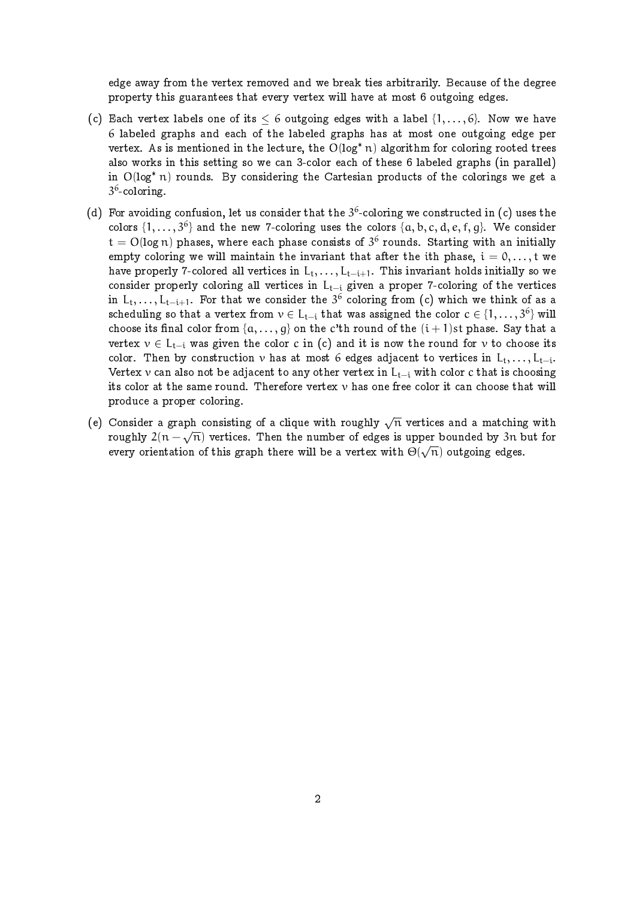edge away from the vertex removed and we break ties arbitrarily. Because of the degree property this guarantees that every vertex will have at most 6 outgoing edges.

(c) Each vertex labels one of its $\leq 6$ outgoing edges with a label $\{1, \ldots, 6\}$. Now we have 6 labeled graphs and each of the labeled graphs has at most one outgoing edge per vertex. As is mentioned in the lecture, the $O(\log^* n)$ algorithm for coloring rooted trees also works in this setting so we can 3-color each of these 6 labeled graphs (in parallel) in $O(\log^* n)$ rounds. By considering the Cartesian products of the colorings we get a $3^6$-coloring.

(d) For avoiding confusion, let us consider that the $3^6$-coloring we constructed in (c) uses the colors $\{1, \ldots, 3^6\}$ and the new 7-coloring uses the colors $\{a, b, c, d, e, f, g\}$. We consider $t = O(\log n)$ phases, where each phase consists of $3^6$ rounds. Starting with an initially empty coloring we will maintain the invariant that after the ith phase, $i = 0, \ldots, t$ we have properly 7-colored all vertices in $L_t, \ldots, L_{t-i+1}$. This invariant holds initially so we consider properly coloring all vertices in $L_{t-i}$ given a proper 7-coloring of the vertices in $L_t, \ldots, L_{t-i+1}$. For that we consider the $3^6$ coloring from (c) which we think of as a scheduling so that a vertex from $v \in L_{t-i}$ that was assigned the color $c \in \{1, \ldots, 3^6\}$ will choose its final color from $\{a, \ldots, g\}$ on the c'th round of the $(i+1)$st phase. Say that a vertex $v \in L_{t-i}$ was given the color $c$ in (c) and it is now the round for $v$ to choose its color. Then by construction $v$ has at most 6 edges adjacent to vertices in $L_t, \ldots, L_{t-i}$. Vertex $v$ can also not be adjacent to any other vertex in $L_{t-i}$ with color $c$ that is choosing its color at the same round. Therefore vertex $v$ has one free color it can choose that will produce a proper coloring.

(e) Consider a graph consisting of a clique with roughly $\sqrt{n}$ vertices and a matching with roughly $2(n - \sqrt{n})$ vertices. Then the number of edges is upper bounded by $3n$ but for every orientation of this graph there will be a vertex with $\Theta(\sqrt{n})$ outgoing edges.